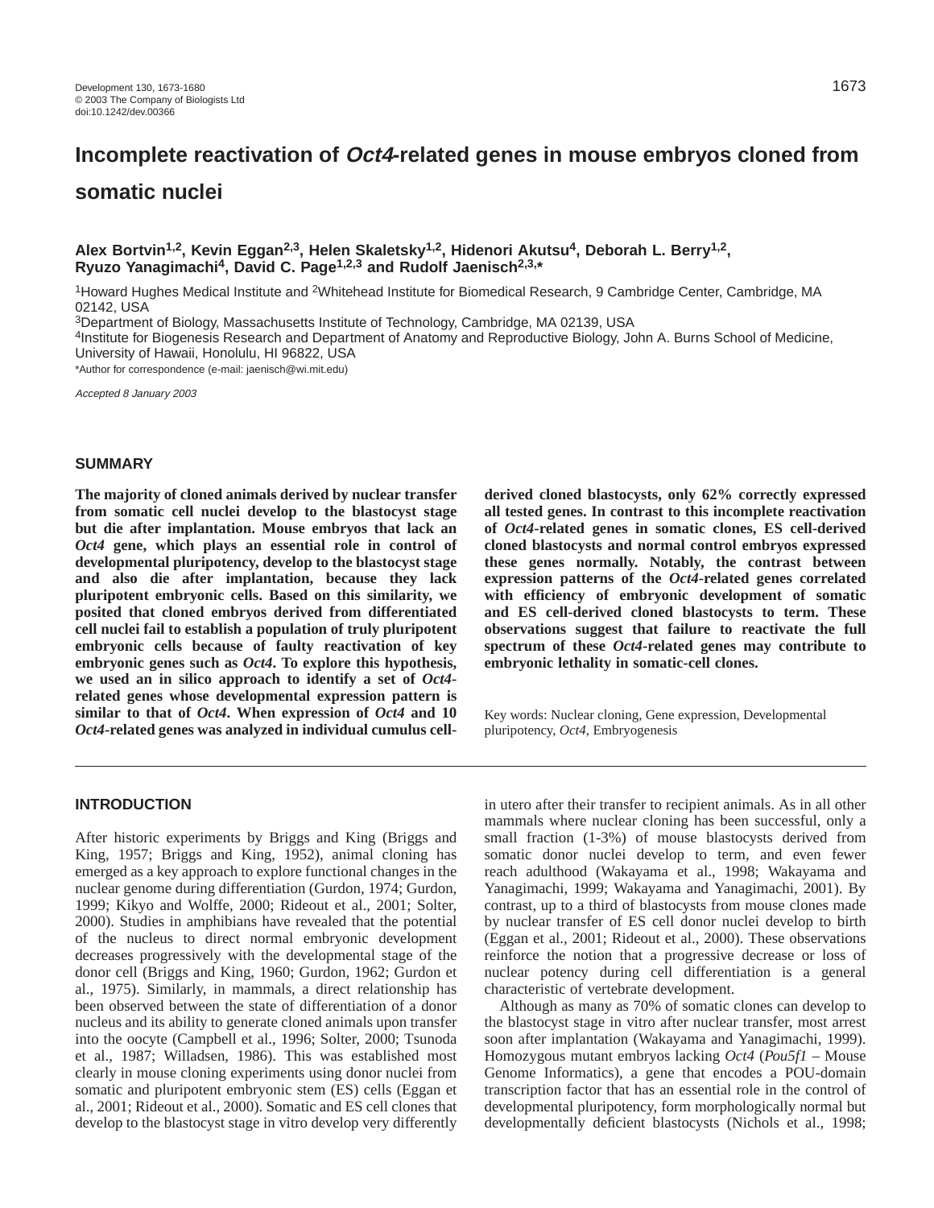# Incomplete reactivation of *Oct4*-related genes in mouse embryos cloned from somatic nuclei

**Alex Bortvin[1,2], Kevin Eggan[2,3], Helen Skaletsky[1,2], Hidenori Akutsu[4], Deborah L. Berry[1,2], Ryuzo Yanagimachi[4], David C. Page[1,2,3] and Rudolf Jaenisch[2,3,*]**

[1]Howard Hughes Medical Institute and [2]Whitehead Institute for Biomedical Research, 9 Cambridge Center, Cambridge, MA 02142, USA

[3]Department of Biology, Massachusetts Institute of Technology, Cambridge, MA 02139, USA

[4]Institute for Biogenesis Research and Department of Anatomy and Reproductive Biology, John A. Burns School of Medicine, University of Hawaii, Honolulu, HI 96822, USA

*Author for correspondence (e-mail: jaenisch@wi.mit.edu)

*Accepted 8 January 2003*

## SUMMARY

**The majority of cloned animals derived by nuclear transfer from somatic cell nuclei develop to the blastocyst stage but die after implantation. Mouse embryos that lack an *Oct4* gene, which plays an essential role in control of developmental pluripotency, develop to the blastocyst stage and also die after implantation, because they lack pluripotent embryonic cells. Based on this similarity, we posited that cloned embryos derived from differentiated cell nuclei fail to establish a population of truly pluripotent embryonic cells because of faulty reactivation of key embryonic genes such as *Oct4*. To explore this hypothesis, we used an in silico approach to identify a set of *Oct4*-related genes whose developmental expression pattern is similar to that of *Oct4*. When expression of *Oct4* and 10 *Oct4*-related genes was analyzed in individual cumulus cell-derived cloned blastocysts, only 62% correctly expressed all tested genes. In contrast to this incomplete reactivation of *Oct4*-related genes in somatic clones, ES cell-derived cloned blastocysts and normal control embryos expressed these genes normally. Notably, the contrast between expression patterns of the *Oct4*-related genes correlated with efficiency of embryonic development of somatic and ES cell-derived cloned blastocysts to term. These observations suggest that failure to reactivate the full spectrum of these *Oct4*-related genes may contribute to embryonic lethality in somatic-cell clones.**

Key words: Nuclear cloning, Gene expression, Developmental pluripotency, *Oct4*, Embryogenesis

## INTRODUCTION

After historic experiments by Briggs and King (Briggs and King, 1957; Briggs and King, 1952), animal cloning has emerged as a key approach to explore functional changes in the nuclear genome during differentiation (Gurdon, 1974; Gurdon, 1999; Kikyo and Wolffe, 2000; Rideout et al., 2001; Solter, 2000). Studies in amphibians have revealed that the potential of the nucleus to direct normal embryonic development decreases progressively with the developmental stage of the donor cell (Briggs and King, 1960; Gurdon, 1962; Gurdon et al., 1975). Similarly, in mammals, a direct relationship has been observed between the state of differentiation of a donor nucleus and its ability to generate cloned animals upon transfer into the oocyte (Campbell et al., 1996; Solter, 2000; Tsunoda et al., 1987; Willadsen, 1986). This was established most clearly in mouse cloning experiments using donor nuclei from somatic and pluripotent embryonic stem (ES) cells (Eggan et al., 2001; Rideout et al., 2000). Somatic and ES cell clones that develop to the blastocyst stage in vitro develop very differently in utero after their transfer to recipient animals. As in all other mammals where nuclear cloning has been successful, only a small fraction (1-3%) of mouse blastocysts derived from somatic donor nuclei develop to term, and even fewer reach adulthood (Wakayama et al., 1998; Wakayama and Yanagimachi, 1999; Wakayama and Yanagimachi, 2001). By contrast, up to a third of blastocysts from mouse clones made by nuclear transfer of ES cell donor nuclei develop to birth (Eggan et al., 2001; Rideout et al., 2000). These observations reinforce the notion that a progressive decrease or loss of nuclear potency during cell differentiation is a general characteristic of vertebrate development.

Although as many as 70% of somatic clones can develop to the blastocyst stage in vitro after nuclear transfer, most arrest soon after implantation (Wakayama and Yanagimachi, 1999). Homozygous mutant embryos lacking *Oct4* (*Pou5f1* – Mouse Genome Informatics), a gene that encodes a POU-domain transcription factor that has an essential role in the control of developmental pluripotency, form morphologically normal but developmentally deficient blastocysts (Nichols et al., 1998;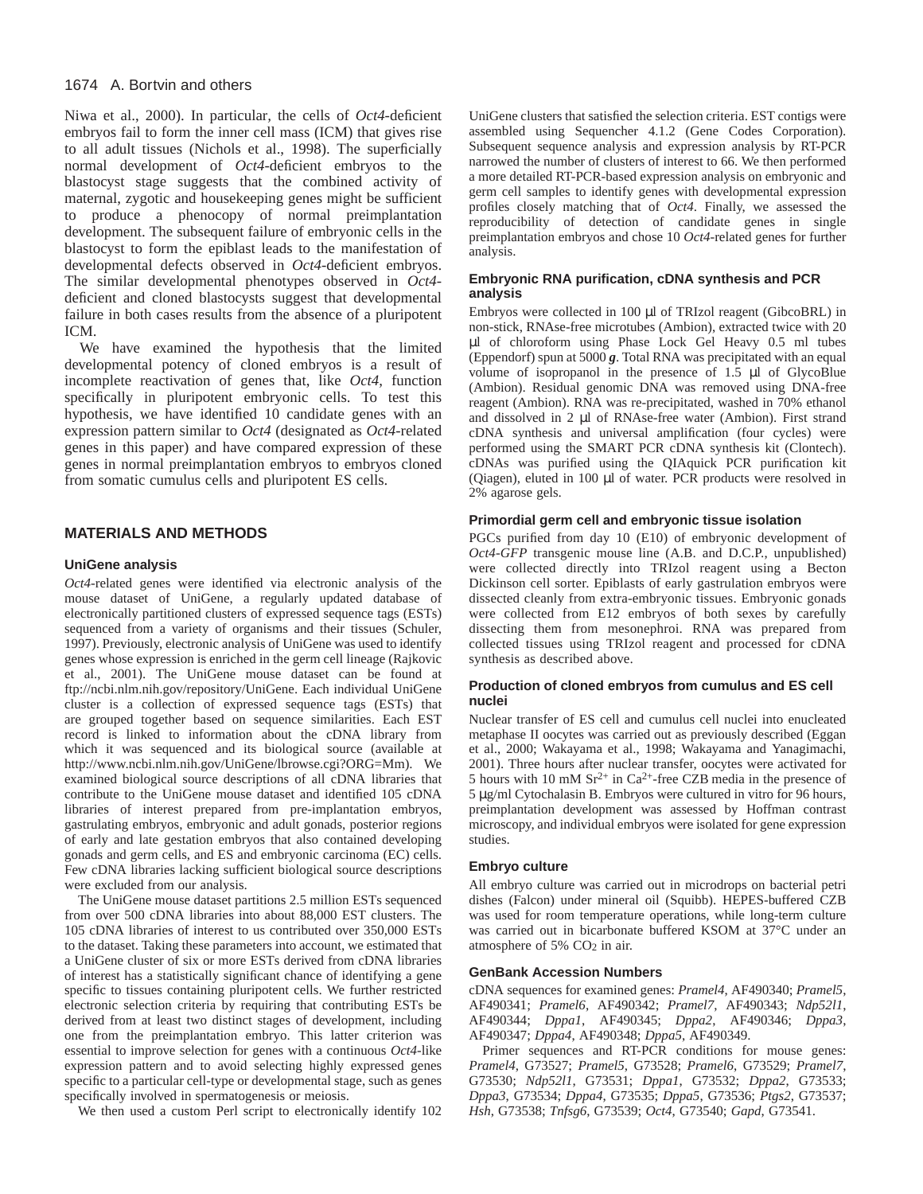Niwa et al., 2000). In particular, the cells of *Oct4*-deficient embryos fail to form the inner cell mass (ICM) that gives rise to all adult tissues (Nichols et al., 1998). The superficially normal development of *Oct4*-deficient embryos to the blastocyst stage suggests that the combined activity of maternal, zygotic and housekeeping genes might be sufficient to produce a phenocopy of normal preimplantation development. The subsequent failure of embryonic cells in the blastocyst to form the epiblast leads to the manifestation of developmental defects observed in *Oct4*-deficient embryos. The similar developmental phenotypes observed in *Oct4*-deficient and cloned blastocysts suggest that developmental failure in both cases results from the absence of a pluripotent ICM.

We have examined the hypothesis that the limited developmental potency of cloned embryos is a result of incomplete reactivation of genes that, like *Oct4*, function specifically in pluripotent embryonic cells. To test this hypothesis, we have identified 10 candidate genes with an expression pattern similar to *Oct4* (designated as *Oct4*-related genes in this paper) and have compared expression of these genes in normal preimplantation embryos to embryos cloned from somatic cumulus cells and pluripotent ES cells.

## MATERIALS AND METHODS

### UniGene analysis

*Oct4*-related genes were identified via electronic analysis of the mouse dataset of UniGene, a regularly updated database of electronically partitioned clusters of expressed sequence tags (ESTs) sequenced from a variety of organisms and their tissues (Schuler, 1997). Previously, electronic analysis of UniGene was used to identify genes whose expression is enriched in the germ cell lineage (Rajkovic et al., 2001). The UniGene mouse dataset can be found at ftp://ncbi.nlm.nih.gov/repository/UniGene. Each individual UniGene cluster is a collection of expressed sequence tags (ESTs) that are grouped together based on sequence similarities. Each EST record is linked to information about the cDNA library from which it was sequenced and its biological source (available at http://www.ncbi.nlm.nih.gov/UniGene/lbrowse.cgi?ORG=Mm). We examined biological source descriptions of all cDNA libraries that contribute to the UniGene mouse dataset and identified 105 cDNA libraries of interest prepared from pre-implantation embryos, gastrulating embryos, embryonic and adult gonads, posterior regions of early and late gestation embryos that also contained developing gonads and germ cells, and ES and embryonic carcinoma (EC) cells. Few cDNA libraries lacking sufficient biological source descriptions were excluded from our analysis.

The UniGene mouse dataset partitions 2.5 million ESTs sequenced from over 500 cDNA libraries into about 88,000 EST clusters. The 105 cDNA libraries of interest to us contributed over 350,000 ESTs to the dataset. Taking these parameters into account, we estimated that a UniGene cluster of six or more ESTs derived from cDNA libraries of interest has a statistically significant chance of identifying a gene specific to tissues containing pluripotent cells. We further restricted electronic selection criteria by requiring that contributing ESTs be derived from at least two distinct stages of development, including one from the preimplantation embryo. This latter criterion was essential to improve selection for genes with a continuous *Oct4*-like expression pattern and to avoid selecting highly expressed genes specific to a particular cell-type or developmental stage, such as genes specifically involved in spermatogenesis or meiosis.

We then used a custom Perl script to electronically identify 102 UniGene clusters that satisfied the selection criteria. EST contigs were assembled using Sequencher 4.1.2 (Gene Codes Corporation). Subsequent sequence analysis and expression analysis by RT-PCR narrowed the number of clusters of interest to 66. We then performed a more detailed RT-PCR-based expression analysis on embryonic and germ cell samples to identify genes with developmental expression profiles closely matching that of *Oct4*. Finally, we assessed the reproducibility of detection of candidate genes in single preimplantation embryos and chose 10 *Oct4*-related genes for further analysis.

### Embryonic RNA purification, cDNA synthesis and PCR analysis

Embryos were collected in 100 μl of TRIzol reagent (GibcoBRL) in non-stick, RNAse-free microtubes (Ambion), extracted twice with 20 μl of chloroform using Phase Lock Gel Heavy 0.5 ml tubes (Eppendorf) spun at 5000 ***g***. Total RNA was precipitated with an equal volume of isopropanol in the presence of 1.5 μl of GlycoBlue (Ambion). Residual genomic DNA was removed using DNA-free reagent (Ambion). RNA was re-precipitated, washed in 70% ethanol and dissolved in 2 μl of RNAse-free water (Ambion). First strand cDNA synthesis and universal amplification (four cycles) were performed using the SMART PCR cDNA synthesis kit (Clontech). cDNAs was purified using the QIAquick PCR purification kit (Qiagen), eluted in 100 μl of water. PCR products were resolved in 2% agarose gels.

### Primordial germ cell and embryonic tissue isolation

PGCs purified from day 10 (E10) of embryonic development of *Oct4-GFP* transgenic mouse line (A.B. and D.C.P., unpublished) were collected directly into TRIzol reagent using a Becton Dickinson cell sorter. Epiblasts of early gastrulation embryos were dissected cleanly from extra-embryonic tissues. Embryonic gonads were collected from E12 embryos of both sexes by carefully dissecting them from mesonephroi. RNA was prepared from collected tissues using TRIzol reagent and processed for cDNA synthesis as described above.

### Production of cloned embryos from cumulus and ES cell nuclei

Nuclear transfer of ES cell and cumulus cell nuclei into enucleated metaphase II oocytes was carried out as previously described (Eggan et al., 2000; Wakayama et al., 1998; Wakayama and Yanagimachi, 2001). Three hours after nuclear transfer, oocytes were activated for 5 hours with 10 mM $Sr^{2+}$ in $Ca^{2+}$-free CZB media in the presence of 5 μg/ml Cytochalasin B. Embryos were cultured in vitro for 96 hours, preimplantation development was assessed by Hoffman contrast microscopy, and individual embryos were isolated for gene expression studies.

### Embryo culture

All embryo culture was carried out in microdrops on bacterial petri dishes (Falcon) under mineral oil (Squibb). HEPES-buffered CZB was used for room temperature operations, while long-term culture was carried out in bicarbonate buffered KSOM at 37°C under an atmosphere of 5% $CO_2$ in air.

### GenBank Accession Numbers

cDNA sequences for examined genes: *Pramel4*, AF490340; *Pramel5*, AF490341; *Pramel6*, AF490342; *Pramel7*, AF490343; *Ndp52l1*, AF490344; *Dppa1*, AF490345; *Dppa2*, AF490346; *Dppa3*, AF490347; *Dppa4*, AF490348; *Dppa5*, AF490349.

Primer sequences and RT-PCR conditions for mouse genes: *Pramel4*, G73527; *Pramel5*, G73528; *Pramel6*, G73529; *Pramel7*, G73530; *Ndp52l1*, G73531; *Dppa1*, G73532; *Dppa2*, G73533; *Dppa3*, G73534; *Dppa4*, G73535; *Dppa5*, G73536; *Ptgs2*, G73537; *Hsh*, G73538; *Tnfsg6*, G73539; *Oct4*, G73540; *Gapd*, G73541.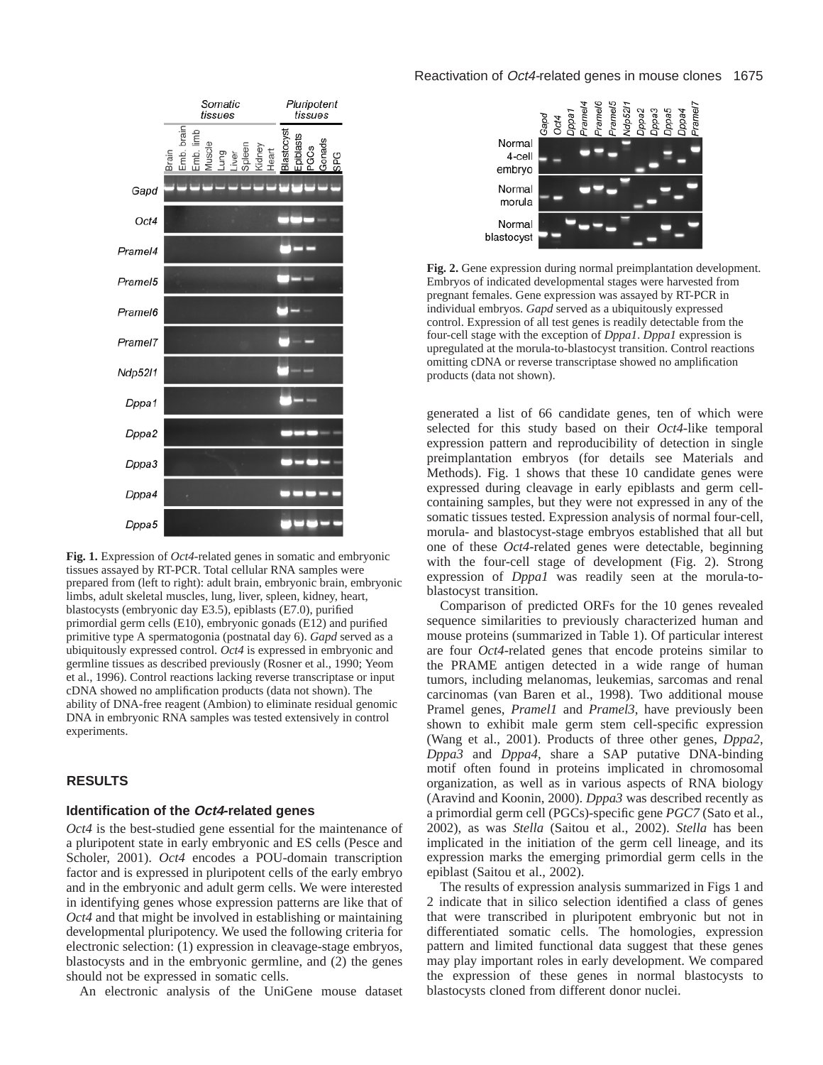**Fig. 1.** Expression of *Oct4*-related genes in somatic and embryonic tissues assayed by RT-PCR. Total cellular RNA samples were prepared from (left to right): adult brain, embryonic brain, embryonic limbs, adult skeletal muscles, lung, liver, spleen, kidney, heart, blastocysts (embryonic day E3.5), epiblasts (E7.0), purified primordial germ cells (E10), embryonic gonads (E12) and purified primitive type A spermatogonia (postnatal day 6). *Gapd* served as a ubiquitously expressed control. *Oct4* is expressed in embryonic and germline tissues as described previously (Rosner et al., 1990; Yeom et al., 1996). Control reactions lacking reverse transcriptase or input cDNA showed no amplification products (data not shown). The ability of DNA-free reagent (Ambion) to eliminate residual genomic DNA in embryonic RNA samples was tested extensively in control experiments.

**Fig. 2.** Gene expression during normal preimplantation development. Embryos of indicated developmental stages were harvested from pregnant females. Gene expression was assayed by RT-PCR in individual embryos. *Gapd* served as a ubiquitously expressed control. Expression of all test genes is readily detectable from the four-cell stage with the exception of *Dppa1*. *Dppa1* expression is upregulated at the morula-to-blastocyst transition. Control reactions omitting cDNA or reverse transcriptase showed no amplification products (data not shown).

## RESULTS

### Identification of the *Oct4*-related genes

*Oct4* is the best-studied gene essential for the maintenance of a pluripotent state in early embryonic and ES cells (Pesce and Scholer, 2001). *Oct4* encodes a POU-domain transcription factor and is expressed in pluripotent cells of the early embryo and in the embryonic and adult germ cells. We were interested in identifying genes whose expression patterns are like that of *Oct4* and that might be involved in establishing or maintaining developmental pluripotency. We used the following criteria for electronic selection: (1) expression in cleavage-stage embryos, blastocysts and in the embryonic germline, and (2) the genes should not be expressed in somatic cells.

An electronic analysis of the UniGene mouse dataset generated a list of 66 candidate genes, ten of which were selected for this study based on their *Oct4*-like temporal expression pattern and reproducibility of detection in single preimplantation embryos (for details see Materials and Methods). Fig. 1 shows that these 10 candidate genes were expressed during cleavage in early epiblasts and germ cell-containing samples, but they were not expressed in any of the somatic tissues tested. Expression analysis of normal four-cell, morula- and blastocyst-stage embryos established that all but one of these *Oct4*-related genes were detectable, beginning with the four-cell stage of development (Fig. 2). Strong expression of *Dppa1* was readily seen at the morula-to-blastocyst transition.

Comparison of predicted ORFs for the 10 genes revealed sequence similarities to previously characterized human and mouse proteins (summarized in Table 1). Of particular interest are four *Oct4*-related genes that encode proteins similar to the PRAME antigen detected in a wide range of human tumors, including melanomas, leukemias, sarcomas and renal carcinomas (van Baren et al., 1998). Two additional mouse Pramel genes, *Pramel1* and *Pramel3*, have previously been shown to exhibit male germ stem cell-specific expression (Wang et al., 2001). Products of three other genes, *Dppa2*, *Dppa3* and *Dppa4*, share a SAP putative DNA-binding motif often found in proteins implicated in chromosomal organization, as well as in various aspects of RNA biology (Aravind and Koonin, 2000). *Dppa3* was described recently as a primordial germ cell (PGCs)-specific gene *PGC7* (Sato et al., 2002), as was *Stella* (Saitou et al., 2002). *Stella* has been implicated in the initiation of the germ cell lineage, and its expression marks the emerging primordial germ cells in the epiblast (Saitou et al., 2002).

The results of expression analysis summarized in Figs 1 and 2 indicate that in silico selection identified a class of genes that were transcribed in pluripotent embryonic but not in differentiated somatic cells. The homologies, expression pattern and limited functional data suggest that these genes may play important roles in early development. We compared the expression of these genes in normal blastocysts to blastocysts cloned from different donor nuclei.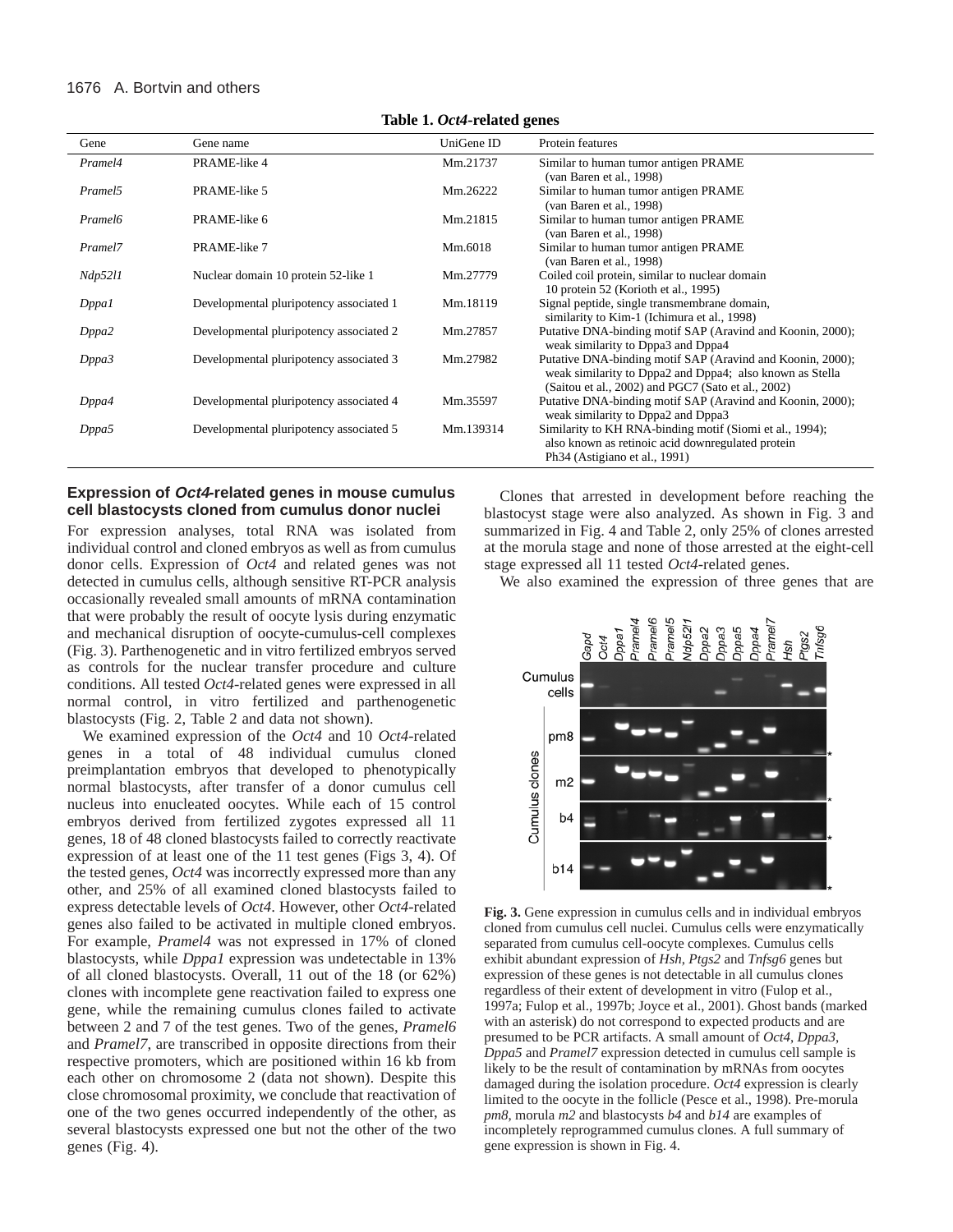**Table 1. *Oct4*-related genes**

| Gene | Gene name | UniGene ID | Protein features |
|---|---|---|---|
| *Pramel4* | PRAME-like 4 | Mm.21737 | Similar to human tumor antigen PRAME (van Baren et al., 1998) |
| *Pramel5* | PRAME-like 5 | Mm.26222 | Similar to human tumor antigen PRAME (van Baren et al., 1998) |
| *Pramel6* | PRAME-like 6 | Mm.21815 | Similar to human tumor antigen PRAME (van Baren et al., 1998) |
| *Pramel7* | PRAME-like 7 | Mm.6018 | Similar to human tumor antigen PRAME (van Baren et al., 1998) |
| *Ndp52l1* | Nuclear domain 10 protein 52-like 1 | Mm.27779 | Coiled coil protein, similar to nuclear domain 10 protein 52 (Korioth et al., 1995) |
| *Dppa1* | Developmental pluripotency associated 1 | Mm.18119 | Signal peptide, single transmembrane domain, similarity to Kim-1 (Ichimura et al., 1998) |
| *Dppa2* | Developmental pluripotency associated 2 | Mm.27857 | Putative DNA-binding motif SAP (Aravind and Koonin, 2000); weak similarity to Dppa3 and Dppa4 |
| *Dppa3* | Developmental pluripotency associated 3 | Mm.27982 | Putative DNA-binding motif SAP (Aravind and Koonin, 2000); weak similarity to Dppa2 and Dppa4; also known as Stella (Saitou et al., 2002) and PGC7 (Sato et al., 2002) |
| *Dppa4* | Developmental pluripotency associated 4 | Mm.35597 | Putative DNA-binding motif SAP (Aravind and Koonin, 2000); weak similarity to Dppa2 and Dppa3 |
| *Dppa5* | Developmental pluripotency associated 5 | Mm.139314 | Similarity to KH RNA-binding motif (Siomi et al., 1994); also known as retinoic acid downregulated protein Ph34 (Astigiano et al., 1991) |

### Expression of *Oct4*-related genes in mouse cumulus cell blastocysts cloned from cumulus donor nuclei

For expression analyses, total RNA was isolated from individual control and cloned embryos as well as from cumulus donor cells. Expression of *Oct4* and related genes was not detected in cumulus cells, although sensitive RT-PCR analysis occasionally revealed small amounts of mRNA contamination that were probably the result of oocyte lysis during enzymatic and mechanical disruption of oocyte-cumulus-cell complexes (Fig. 3). Parthenogenetic and in vitro fertilized embryos served as controls for the nuclear transfer procedure and culture conditions. All tested *Oct4*-related genes were expressed in all normal control, in vitro fertilized and parthenogenetic blastocysts (Fig. 2, Table 2 and data not shown).

We examined expression of the *Oct4* and 10 *Oct4*-related genes in a total of 48 individual cumulus cloned preimplantation embryos that developed to phenotypically normal blastocysts, after transfer of a donor cumulus cell nucleus into enucleated oocytes. While each of 15 control embryos derived from fertilized zygotes expressed all 11 genes, 18 of 48 cloned blastocysts failed to correctly reactivate expression of at least one of the 11 test genes (Figs 3, 4). Of the tested genes, *Oct4* was incorrectly expressed more than any other, and 25% of all examined cloned blastocysts failed to express detectable levels of *Oct4*. However, other *Oct4*-related genes also failed to be activated in multiple cloned embryos. For example, *Pramel4* was not expressed in 17% of cloned blastocysts, while *Dppa1* expression was undetectable in 13% of all cloned blastocysts. Overall, 11 out of the 18 (or 62%) clones with incomplete gene reactivation failed to express one gene, while the remaining cumulus clones failed to activate between 2 and 7 of the test genes. Two of the genes, *Pramel6* and *Pramel7*, are transcribed in opposite directions from their respective promoters, which are positioned within 16 kb from each other on chromosome 2 (data not shown). Despite this close chromosomal proximity, we conclude that reactivation of one of the two genes occurred independently of the other, as several blastocysts expressed one but not the other of the two genes (Fig. 4).

Clones that arrested in development before reaching the blastocyst stage were also analyzed. As shown in Fig. 3 and summarized in Fig. 4 and Table 2, only 25% of clones arrested at the morula stage and none of those arrested at the eight-cell stage expressed all 11 tested *Oct4*-related genes.

We also examined the expression of three genes that are

**Fig. 3.** Gene expression in cumulus cells and in individual embryos cloned from cumulus cell nuclei. Cumulus cells were enzymatically separated from cumulus cell-oocyte complexes. Cumulus cells exhibit abundant expression of *Hsh*, *Ptgs2* and *Tnfsg6* genes but expression of these genes is not detectable in all cumulus clones regardless of their extent of development in vitro (Fulop et al., 1997a; Fulop et al., 1997b; Joyce et al., 2001). Ghost bands (marked with an asterisk) do not correspond to expected products and are presumed to be PCR artifacts. A small amount of *Oct4*, *Dppa3*, *Dppa5* and *Pramel7* expression detected in cumulus cell sample is likely to be the result of contamination by mRNAs from oocytes damaged during the isolation procedure. *Oct4* expression is clearly limited to the oocyte in the follicle (Pesce et al., 1998). Pre-morula *pm8*, morula *m2* and blastocysts *b4* and *b14* are examples of incompletely reprogrammed cumulus clones. A full summary of gene expression is shown in Fig. 4.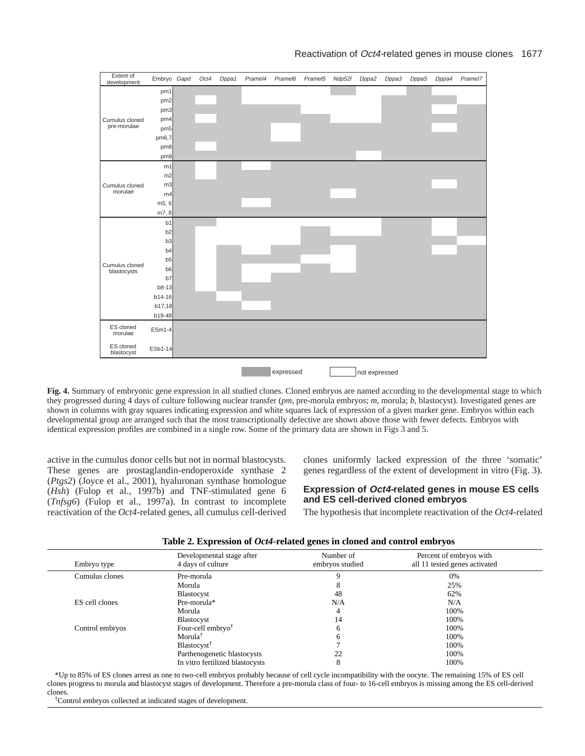**Fig. 4.** Summary of embryonic gene expression in all studied clones. Cloned embryos are named according to the developmental stage to which they progressed during 4 days of culture following nuclear transfer (*pm*, pre-morula embryos; *m*, morula; *b*, blastocyst). Investigated genes are shown in columns with gray squares indicating expression and white squares lack of expression of a given marker gene. Embryos within each developmental group are arranged such that the most transcriptionally defective are shown above those with fewer defects. Embryos with identical expression profiles are combined in a single row. Some of the primary data are shown in Figs 3 and 5.

active in the cumulus donor cells but not in normal blastocysts. These genes are prostaglandin-endoperoxide synthase 2 (*Ptgs2*) (Joyce et al., 2001), hyaluronan synthase homologue (*Hsh*) (Fulop et al., 1997b) and TNF-stimulated gene 6 (*Tnfsg6*) (Fulop et al., 1997a). In contrast to incomplete reactivation of the *Oct4*-related genes, all cumulus cell-derived clones uniformly lacked expression of the three 'somatic' genes regardless of the extent of development in vitro (Fig. 3).

### Expression of *Oct4*-related genes in mouse ES cells and ES cell-derived cloned embryos

The hypothesis that incomplete reactivation of the *Oct4*-related

**Table 2. Expression of *Oct4*-related genes in cloned and control embryos**

| Embryo type | Developmental stage after 4 days of culture | Number of embryos studied | Percent of embryos with all 11 tested genes activated |
|---|---|---|---|
| Cumulus clones | Pre-morula | 9 | 0% |
| | Morula | 8 | 25% |
| | Blastocyst | 48 | 62% |
| ES cell clones | Pre-morula* | N/A | N/A |
| | Morula | 4 | 100% |
| | Blastocyst | 14 | 100% |
| Control embryos | Four-cell embryo† | 6 | 100% |
| | Morula† | 6 | 100% |
| | Blastocyst† | 7 | 100% |
| | Parthenogenetic blastocysts | 22 | 100% |
| | In vitro fertilized blastocysts | 8 | 100% |

*Up to 85% of ES clones arrest as one to two-cell embryos probably because of cell cycle incompatibility with the oocyte. The remaining 15% of ES cell clones progress to morula and blastocyst stages of development. Therefore a pre-morula class of four- to 16-cell embryos is missing among the ES cell-derived clones.

†Control embryos collected at indicated stages of development.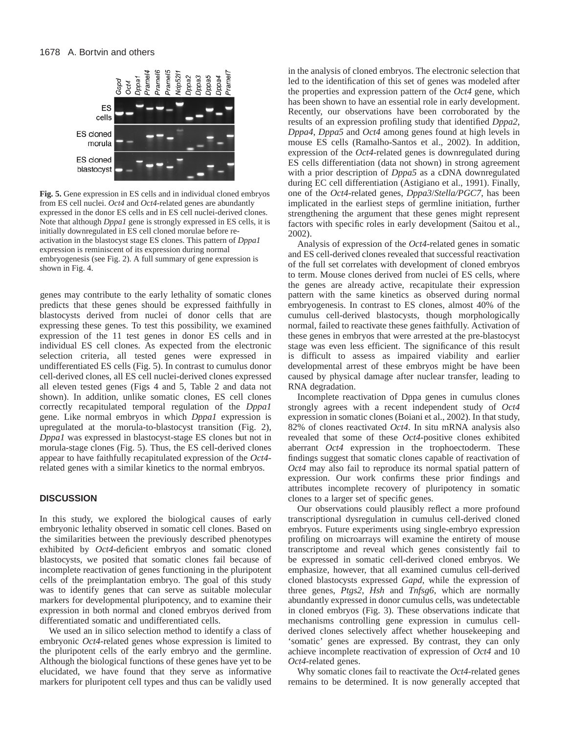**Fig. 5.** Gene expression in ES cells and in individual cloned embryos from ES cell nuclei. *Oct4* and *Oct4*-related genes are abundantly expressed in the donor ES cells and in ES cell nuclei-derived clones. Note that although *Dppa1* gene is strongly expressed in ES cells, it is initially downregulated in ES cell cloned morulae before re-activation in the blastocyst stage ES clones. This pattern of *Dppa1* expression is reminiscent of its expression during normal embryogenesis (see Fig. 2). A full summary of gene expression is shown in Fig. 4.

genes may contribute to the early lethality of somatic clones predicts that these genes should be expressed faithfully in blastocysts derived from nuclei of donor cells that are expressing these genes. To test this possibility, we examined expression of the 11 test genes in donor ES cells and in individual ES cell clones. As expected from the electronic selection criteria, all tested genes were expressed in undifferentiated ES cells (Fig. 5). In contrast to cumulus donor cell-derived clones, all ES cell nuclei-derived clones expressed all eleven tested genes (Figs 4 and 5, Table 2 and data not shown). In addition, unlike somatic clones, ES cell clones correctly recapitulated temporal regulation of the *Dppa1* gene. Like normal embryos in which *Dppa1* expression is upregulated at the morula-to-blastocyst transition (Fig. 2), *Dppa1* was expressed in blastocyst-stage ES clones but not in morula-stage clones (Fig. 5). Thus, the ES cell-derived clones appear to have faithfully recapitulated expression of the *Oct4*-related genes with a similar kinetics to the normal embryos.

## DISCUSSION

In this study, we explored the biological causes of early embryonic lethality observed in somatic cell clones. Based on the similarities between the previously described phenotypes exhibited by *Oct4*-deficient embryos and somatic cloned blastocysts, we posited that somatic clones fail because of incomplete reactivation of genes functioning in the pluripotent cells of the preimplantation embryo. The goal of this study was to identify genes that can serve as suitable molecular markers for developmental pluripotency, and to examine their expression in both normal and cloned embryos derived from differentiated somatic and undifferentiated cells.

We used an in silico selection method to identify a class of embryonic *Oct4*-related genes whose expression is limited to the pluripotent cells of the early embryo and the germline. Although the biological functions of these genes have yet to be elucidated, we have found that they serve as informative markers for pluripotent cell types and thus can be validly used in the analysis of cloned embryos. The electronic selection that led to the identification of this set of genes was modeled after the properties and expression pattern of the *Oct4* gene, which has been shown to have an essential role in early development. Recently, our observations have been corroborated by the results of an expression profiling study that identified *Dppa2*, *Dppa4*, *Dppa5* and *Oct4* among genes found at high levels in mouse ES cells (Ramalho-Santos et al., 2002). In addition, expression of the *Oct4*-related genes is downregulated during ES cells differentiation (data not shown) in strong agreement with a prior description of *Dppa5* as a cDNA downregulated during EC cell differentiation (Astigiano et al., 1991). Finally, one of the *Oct4*-related genes, *Dppa3*/*Stella/PGC7*, has been implicated in the earliest steps of germline initiation, further strengthening the argument that these genes might represent factors with specific roles in early development (Saitou et al., 2002).

Analysis of expression of the *Oct4*-related genes in somatic and ES cell-derived clones revealed that successful reactivation of the full set correlates with development of cloned embryos to term. Mouse clones derived from nuclei of ES cells, where the genes are already active, recapitulate their expression pattern with the same kinetics as observed during normal embryogenesis. In contrast to ES clones, almost 40% of the cumulus cell-derived blastocysts, though morphologically normal, failed to reactivate these genes faithfully. Activation of these genes in embryos that were arrested at the pre-blastocyst stage was even less efficient. The significance of this result is difficult to assess as impaired viability and earlier developmental arrest of these embryos might be have been caused by physical damage after nuclear transfer, leading to RNA degradation.

Incomplete reactivation of Dppa genes in cumulus clones strongly agrees with a recent independent study of *Oct4* expression in somatic clones (Boiani et al., 2002). In that study, 82% of clones reactivated *Oct4*. In situ mRNA analysis also revealed that some of these *Oct4*-positive clones exhibited aberrant *Oct4* expression in the trophoectoderm. These findings suggest that somatic clones capable of reactivation of *Oct4* may also fail to reproduce its normal spatial pattern of expression. Our work confirms these prior findings and attributes incomplete recovery of pluripotency in somatic clones to a larger set of specific genes.

Our observations could plausibly reflect a more profound transcriptional dysregulation in cumulus cell-derived cloned embryos. Future experiments using single-embryo expression profiling on microarrays will examine the entirety of mouse transcriptome and reveal which genes consistently fail to be expressed in somatic cell-derived cloned embryos. We emphasize, however, that all examined cumulus cell-derived cloned blastocysts expressed *Gapd*, while the expression of three genes, *Ptgs2*, *Hsh* and *Tnfsg6*, which are normally abundantly expressed in donor cumulus cells, was undetectable in cloned embryos (Fig. 3). These observations indicate that mechanisms controlling gene expression in cumulus cell-derived clones selectively affect whether housekeeping and 'somatic' genes are expressed. By contrast, they can only achieve incomplete reactivation of expression of *Oct4* and 10 *Oct4*-related genes.

Why somatic clones fail to reactivate the *Oct4*-related genes remains to be determined. It is now generally accepted that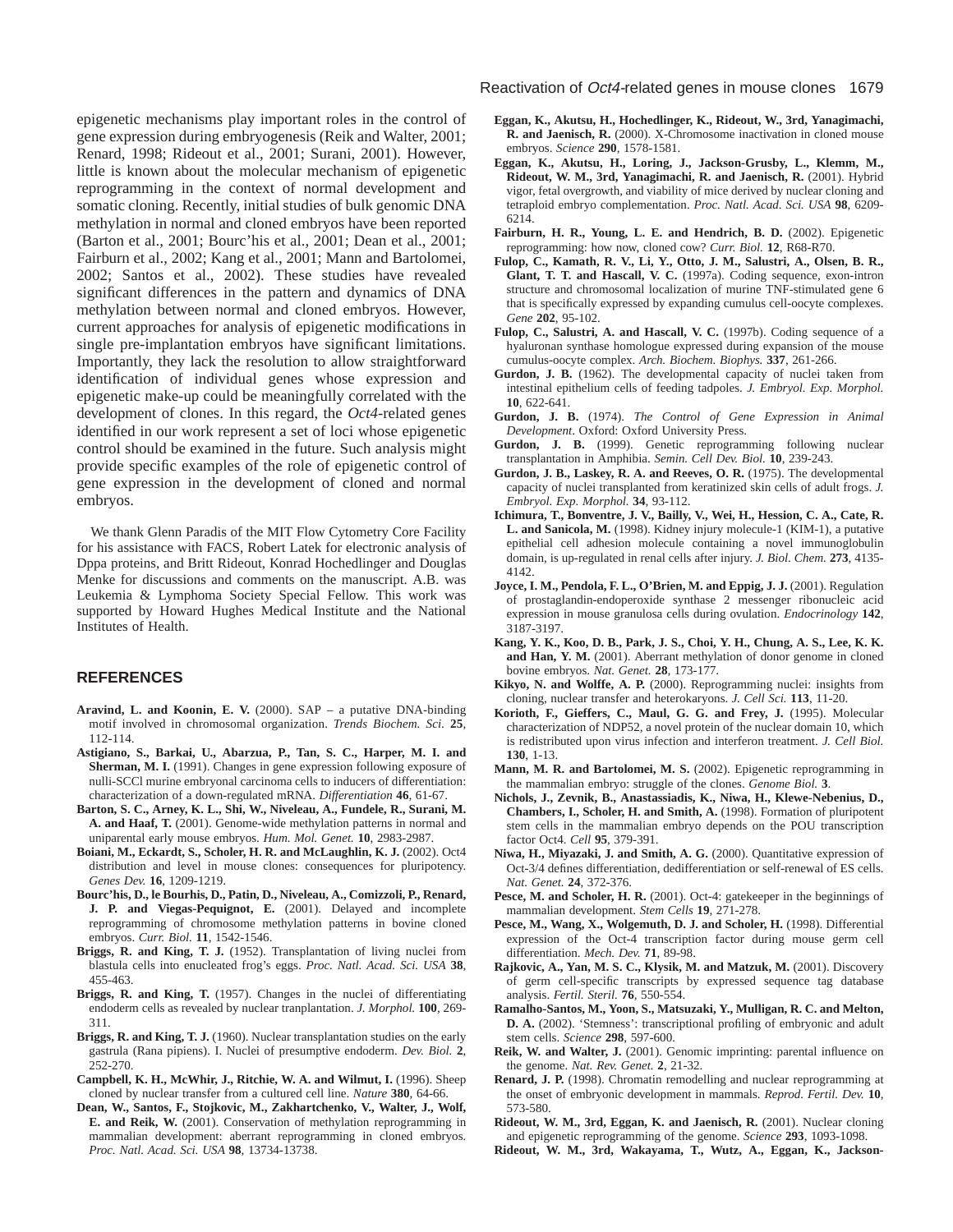epigenetic mechanisms play important roles in the control of gene expression during embryogenesis (Reik and Walter, 2001; Renard, 1998; Rideout et al., 2001; Surani, 2001). However, little is known about the molecular mechanism of epigenetic reprogramming in the context of normal development and somatic cloning. Recently, initial studies of bulk genomic DNA methylation in normal and cloned embryos have been reported (Barton et al., 2001; Bourc'his et al., 2001; Dean et al., 2001; Fairburn et al., 2002; Kang et al., 2001; Mann and Bartolomei, 2002; Santos et al., 2002). These studies have revealed significant differences in the pattern and dynamics of DNA methylation between normal and cloned embryos. However, current approaches for analysis of epigenetic modifications in single pre-implantation embryos have significant limitations. Importantly, they lack the resolution to allow straightforward identification of individual genes whose expression and epigenetic make-up could be meaningfully correlated with the development of clones. In this regard, the *Oct4*-related genes identified in our work represent a set of loci whose epigenetic control should be examined in the future. Such analysis might provide specific examples of the role of epigenetic control of gene expression in the development of cloned and normal embryos.

We thank Glenn Paradis of the MIT Flow Cytometry Core Facility for his assistance with FACS, Robert Latek for electronic analysis of Dppa proteins, and Britt Rideout, Konrad Hochedlinger and Douglas Menke for discussions and comments on the manuscript. A.B. was Leukemia & Lymphoma Society Special Fellow. This work was supported by Howard Hughes Medical Institute and the National Institutes of Health.

## REFERENCES

**Aravind, L. and Koonin, E. V.** (2000). SAP – a putative DNA-binding motif involved in chromosomal organization. *Trends Biochem. Sci.* **25**, 112-114.

**Astigiano, S., Barkai, U., Abarzua, P., Tan, S. C., Harper, M. I. and Sherman, M. I.** (1991). Changes in gene expression following exposure of nulli-SCCl murine embryonal carcinoma cells to inducers of differentiation: characterization of a down-regulated mRNA. *Differentiation* **46**, 61-67.

**Barton, S. C., Arney, K. L., Shi, W., Niveleau, A., Fundele, R., Surani, M. A. and Haaf, T.** (2001). Genome-wide methylation patterns in normal and uniparental early mouse embryos. *Hum. Mol. Genet.* **10**, 2983-2987.

**Boiani, M., Eckardt, S., Scholer, H. R. and McLaughlin, K. J.** (2002). Oct4 distribution and level in mouse clones: consequences for pluripotency. *Genes Dev.* **16**, 1209-1219.

**Bourc'his, D., le Bourhis, D., Patin, D., Niveleau, A., Comizzoli, P., Renard, J. P. and Viegas-Pequignot, E.** (2001). Delayed and incomplete reprogramming of chromosome methylation patterns in bovine cloned embryos. *Curr. Biol.* **11**, 1542-1546.

**Briggs, R. and King, T. J.** (1952). Transplantation of living nuclei from blastula cells into enucleated frog's eggs. *Proc. Natl. Acad. Sci. USA* **38**, 455-463.

**Briggs, R. and King, T.** (1957). Changes in the nuclei of differentiating endoderm cells as revealed by nuclear tranplantation. *J. Morphol.* **100**, 269-311.

**Briggs, R. and King, T. J.** (1960). Nuclear transplantation studies on the early gastrula (Rana pipiens). I. Nuclei of presumptive endoderm. *Dev. Biol.* **2**, 252-270.

**Campbell, K. H., McWhir, J., Ritchie, W. A. and Wilmut, I.** (1996). Sheep cloned by nuclear transfer from a cultured cell line. *Nature* **380**, 64-66.

**Dean, W., Santos, F., Stojkovic, M., Zakhartchenko, V., Walter, J., Wolf, E. and Reik, W.** (2001). Conservation of methylation reprogramming in mammalian development: aberrant reprogramming in cloned embryos. *Proc. Natl. Acad. Sci. USA* **98**, 13734-13738.

**Eggan, K., Akutsu, H., Hochedlinger, K., Rideout, W., 3rd, Yanagimachi, R. and Jaenisch, R.** (2000). X-Chromosome inactivation in cloned mouse embryos. *Science* **290**, 1578-1581.

**Eggan, K., Akutsu, H., Loring, J., Jackson-Grusby, L., Klemm, M., Rideout, W. M., 3rd, Yanagimachi, R. and Jaenisch, R.** (2001). Hybrid vigor, fetal overgrowth, and viability of mice derived by nuclear cloning and tetraploid embryo complementation. *Proc. Natl. Acad. Sci. USA* **98**, 6209-6214.

**Fairburn, H. R., Young, L. E. and Hendrich, B. D.** (2002). Epigenetic reprogramming: how now, cloned cow? *Curr. Biol.* **12**, R68-R70.

**Fulop, C., Kamath, R. V., Li, Y., Otto, J. M., Salustri, A., Olsen, B. R., Glant, T. T. and Hascall, V. C.** (1997a). Coding sequence, exon-intron structure and chromosomal localization of murine TNF-stimulated gene 6 that is specifically expressed by expanding cumulus cell-oocyte complexes. *Gene* **202**, 95-102.

**Fulop, C., Salustri, A. and Hascall, V. C.** (1997b). Coding sequence of a hyaluronan synthase homologue expressed during expansion of the mouse cumulus-oocyte complex. *Arch. Biochem. Biophys.* **337**, 261-266.

**Gurdon, J. B.** (1962). The developmental capacity of nuclei taken from intestinal epithelium cells of feeding tadpoles. *J. Embryol. Exp. Morphol.* **10**, 622-641.

**Gurdon, J. B.** (1974). *The Control of Gene Expression in Animal Development*. Oxford: Oxford University Press.

**Gurdon, J. B.** (1999). Genetic reprogramming following nuclear transplantation in Amphibia. *Semin. Cell Dev. Biol.* **10**, 239-243.

**Gurdon, J. B., Laskey, R. A. and Reeves, O. R.** (1975). The developmental capacity of nuclei transplanted from keratinized skin cells of adult frogs. *J. Embryol. Exp. Morphol.* **34**, 93-112.

**Ichimura, T., Bonventre, J. V., Bailly, V., Wei, H., Hession, C. A., Cate, R. L. and Sanicola, M.** (1998). Kidney injury molecule-1 (KIM-1), a putative epithelial cell adhesion molecule containing a novel immunoglobulin domain, is up-regulated in renal cells after injury. *J. Biol. Chem.* **273**, 4135-4142.

**Joyce, I. M., Pendola, F. L., O'Brien, M. and Eppig, J. J.** (2001). Regulation of prostaglandin-endoperoxide synthase 2 messenger ribonucleic acid expression in mouse granulosa cells during ovulation. *Endocrinology* **142**, 3187-3197.

**Kang, Y. K., Koo, D. B., Park, J. S., Choi, Y. H., Chung, A. S., Lee, K. K. and Han, Y. M.** (2001). Aberrant methylation of donor genome in cloned bovine embryos. *Nat. Genet.* **28**, 173-177.

**Kikyo, N. and Wolffe, A. P.** (2000). Reprogramming nuclei: insights from cloning, nuclear transfer and heterokaryons. *J. Cell Sci.* **113**, 11-20.

**Korioth, F., Gieffers, C., Maul, G. G. and Frey, J.** (1995). Molecular characterization of NDP52, a novel protein of the nuclear domain 10, which is redistributed upon virus infection and interferon treatment. *J. Cell Biol.* **130**, 1-13.

**Mann, M. R. and Bartolomei, M. S.** (2002). Epigenetic reprogramming in the mammalian embryo: struggle of the clones. *Genome Biol.* **3**.

**Nichols, J., Zevnik, B., Anastassiadis, K., Niwa, H., Klewe-Nebenius, D., Chambers, I., Scholer, H. and Smith, A.** (1998). Formation of pluripotent stem cells in the mammalian embryo depends on the POU transcription factor Oct4. *Cell* **95**, 379-391.

**Niwa, H., Miyazaki, J. and Smith, A. G.** (2000). Quantitative expression of Oct-3/4 defines differentiation, dedifferentiation or self-renewal of ES cells. *Nat. Genet.* **24**, 372-376.

**Pesce, M. and Scholer, H. R.** (2001). Oct-4: gatekeeper in the beginnings of mammalian development. *Stem Cells* **19**, 271-278.

**Pesce, M., Wang, X., Wolgemuth, D. J. and Scholer, H.** (1998). Differential expression of the Oct-4 transcription factor during mouse germ cell differentiation. *Mech. Dev.* **71**, 89-98.

**Rajkovic, A., Yan, M. S. C., Klysik, M. and Matzuk, M.** (2001). Discovery of germ cell-specific transcripts by expressed sequence tag database analysis. *Fertil. Steril.* **76**, 550-554.

**Ramalho-Santos, M., Yoon, S., Matsuzaki, Y., Mulligan, R. C. and Melton, D. A.** (2002). 'Stemness': transcriptional profiling of embryonic and adult stem cells. *Science* **298**, 597-600.

**Reik, W. and Walter, J.** (2001). Genomic imprinting: parental influence on the genome. *Nat. Rev. Genet.* **2**, 21-32.

**Renard, J. P.** (1998). Chromatin remodelling and nuclear reprogramming at the onset of embryonic development in mammals. *Reprod. Fertil. Dev.* **10**, 573-580.

**Rideout, W. M., 3rd, Eggan, K. and Jaenisch, R.** (2001). Nuclear cloning and epigenetic reprogramming of the genome. *Science* **293**, 1093-1098.

**Rideout, W. M., 3rd, Wakayama, T., Wutz, A., Eggan, K., Jackson-**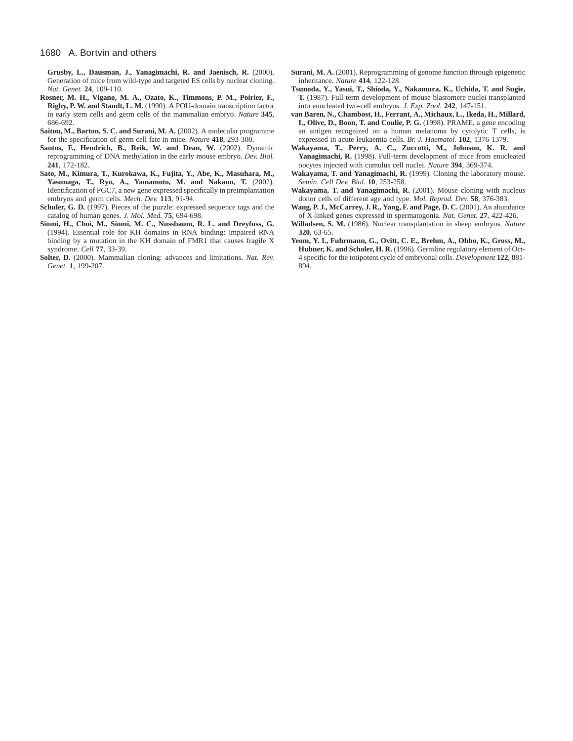**Grusby, L., Dausman, J., Yanagimachi, R. and Jaenisch, R.** (2000). Generation of mice from wild-type and targeted ES cells by nuclear cloning. *Nat. Genet.* **24**, 109-110.

**Rosner, M. H., Vigano, M. A., Ozato, K., Timmons, P. M., Poirier, F., Rigby, P. W. and Staudt, L. M.** (1990). A POU-domain transcription factor in early stem cells and germ cells of the mammalian embryo. *Nature* **345**, 686-692.

**Saitou, M., Barton, S. C. and Surani, M. A.** (2002). A molecular programme for the specification of germ cell fate in mice. *Nature* **418**, 293-300.

**Santos, F., Hendrich, B., Reik, W. and Dean, W.** (2002). Dynamic reprogramming of DNA methylation in the early mouse embryo. *Dev. Biol.* **241**, 172-182.

**Sato, M., Kimura, T., Kurokawa, K., Fujita, Y., Abe, K., Masuhara, M., Yasunaga, T., Ryo, A., Yamamoto, M. and Nakano, T.** (2002). Identification of PGC7, a new gene expressed specifically in preimplantation embryos and germ cells. *Mech. Dev.* **113**, 91-94.

**Schuler, G. D.** (1997). Pieces of the puzzle: expressed sequence tags and the catalog of human genes. *J. Mol. Med.* **75**, 694-698.

**Siomi, H., Choi, M., Siomi, M. C., Nussbaum, R. L. and Dreyfuss, G.** (1994). Essential role for KH domains in RNA binding: impaired RNA binding by a mutation in the KH domain of FMR1 that causes fragile X syndrome. *Cell* **77**, 33-39.

**Solter, D.** (2000). Mammalian cloning: advances and limitations. *Nat. Rev. Genet.* **1**, 199-207.

**Surani, M. A.** (2001). Reprogramming of genome function through epigenetic inheritance. *Nature* **414**, 122-128.

**Tsunoda, Y., Yasui, T., Shioda, Y., Nakamura, K., Uchida, T. and Sugie, T.** (1987). Full-term development of mouse blastomere nuclei transplanted into enucleated two-cell embryos. *J. Exp. Zool.* **242**, 147-151.

**van Baren, N., Chambost, H., Ferrant, A., Michaux, L., Ikeda, H., Millard, I., Olive, D., Boon, T. and Coulie, P. G.** (1998). PRAME, a gene encoding an antigen recognized on a human melanoma by cytolytic T cells, is expressed in acute leukaemia cells. *Br. J. Haematol.* **102**, 1376-1379.

**Wakayama, T., Perry, A. C., Zuccotti, M., Johnson, K. R. and Yanagimachi, R.** (1998). Full-term development of mice from enucleated oocytes injected with cumulus cell nuclei. *Nature* **394**, 369-374.

**Wakayama, T. and Yanagimachi, R.** (1999). Cloning the laboratory mouse. *Semin. Cell Dev. Biol.* **10**, 253-258.

**Wakayama, T. and Yanagimachi, R.** (2001). Mouse cloning with nucleus donor cells of different age and type. *Mol. Reprod. Dev.* **58**, 376-383.

**Wang, P. J., McCarrey, J. R., Yang, F. and Page, D. C.** (2001). An abundance of X-linked genes expressed in spermatogonia. *Nat. Genet.* **27**, 422-426.

**Willadsen, S. M.** (1986). Nuclear transplantation in sheep embryos. *Nature* **320**, 63-65.

**Yeom, Y. I., Fuhrmann, G., Ovitt, C. E., Brehm, A., Ohbo, K., Gross, M., Hubner, K. and Scholer, H. R.** (1996). Germline regulatory element of Oct-4 specific for the totipotent cycle of embryonal cells. *Development* **122**, 881-894.